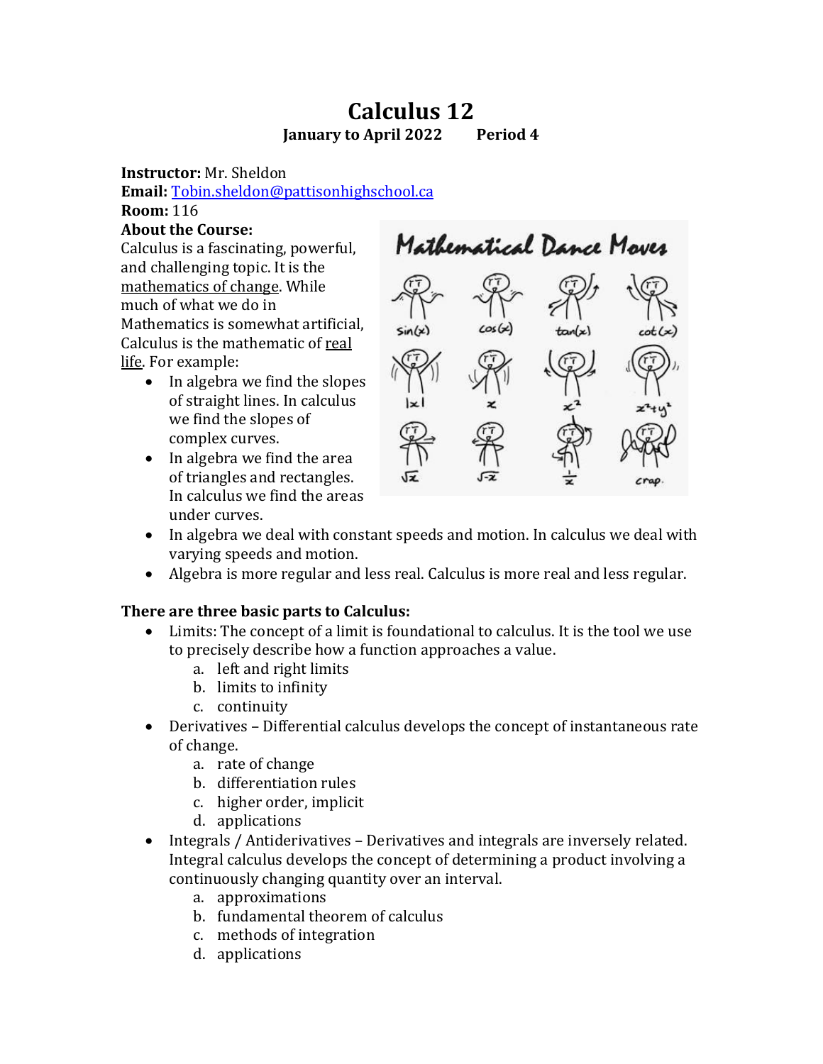# Calculus 12

**January to April 2022 Period 4**

**Instructor:** Mr. Sheldon
**Email:** Tobin.sheldon@pattisonhighschool.ca
**Room:** 116

**About the Course:**

Calculus is a fascinating, powerful, and challenging topic. It is the mathematics of change. While much of what we do in Mathematics is somewhat artificial, Calculus is the mathematic of real life. For example:

- In algebra we find the slopes of straight lines. In calculus we find the slopes of complex curves.
- In algebra we find the area of triangles and rectangles. In calculus we find the areas under curves.
- In algebra we deal with constant speeds and motion. In calculus we deal with varying speeds and motion.
- Algebra is more regular and less real. Calculus is more real and less regular.

**There are three basic parts to Calculus:**

- Limits: The concept of a limit is foundational to calculus. It is the tool we use to precisely describe how a function approaches a value.
    a. left and right limits
    b. limits to infinity
    c. continuity
- Derivatives – Differential calculus develops the concept of instantaneous rate of change.
    a. rate of change
    b. differentiation rules
    c. higher order, implicit
    d. applications
- Integrals / Antiderivatives – Derivatives and integrals are inversely related. Integral calculus develops the concept of determining a product involving a continuously changing quantity over an interval.
    a. approximations
    b. fundamental theorem of calculus
    c. methods of integration
    d. applications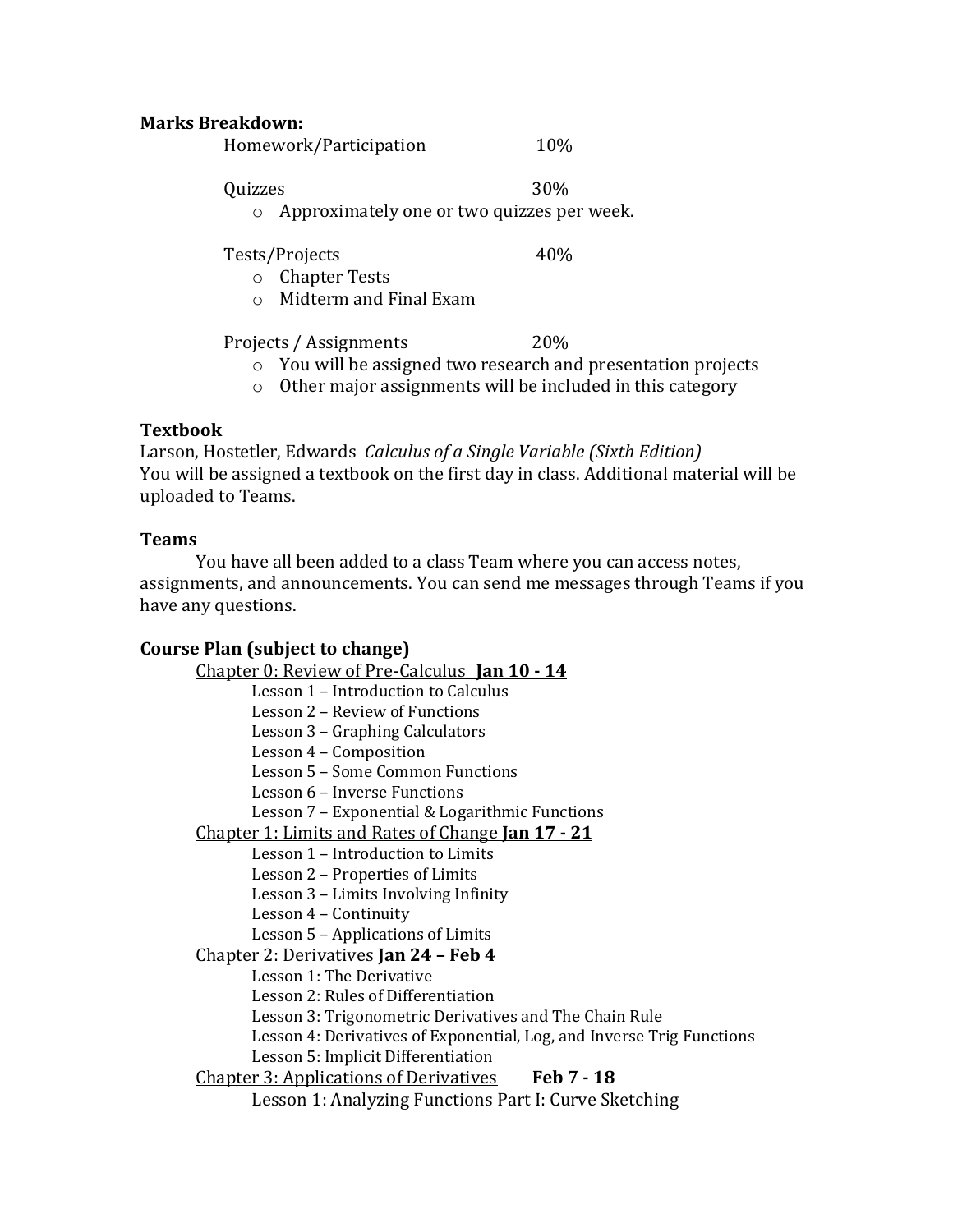**Marks Breakdown:**

Homework/Participation 10%

Quizzes 30%

- Approximately one or two quizzes per week.

Tests/Projects 40%

- Chapter Tests
- Midterm and Final Exam

Projects / Assignments 20%

- You will be assigned two research and presentation projects
- Other major assignments will be included in this category

**Textbook**

Larson, Hostetler, Edwards *Calculus of a Single Variable (Sixth Edition)*
You will be assigned a textbook on the first day in class. Additional material will be uploaded to Teams.

**Teams**

You have all been added to a class Team where you can access notes, assignments, and announcements. You can send me messages through Teams if you have any questions.

**Course Plan (subject to change)**

Chapter 0: Review of Pre-Calculus **Jan 10 - 14**

- Lesson 1 – Introduction to Calculus
- Lesson 2 – Review of Functions
- Lesson 3 – Graphing Calculators
- Lesson 4 – Composition
- Lesson 5 – Some Common Functions
- Lesson 6 – Inverse Functions
- Lesson 7 – Exponential & Logarithmic Functions

Chapter 1: Limits and Rates of Change **Jan 17 - 21**

- Lesson 1 – Introduction to Limits
- Lesson 2 – Properties of Limits
- Lesson 3 – Limits Involving Infinity
- Lesson 4 – Continuity
- Lesson 5 – Applications of Limits

Chapter 2: Derivatives **Jan 24 – Feb 4**

- Lesson 1: The Derivative
- Lesson 2: Rules of Differentiation
- Lesson 3: Trigonometric Derivatives and The Chain Rule
- Lesson 4: Derivatives of Exponential, Log, and Inverse Trig Functions
- Lesson 5: Implicit Differentiation

Chapter 3: Applications of Derivatives **Feb 7 - 18**

- Lesson 1: Analyzing Functions Part I: Curve Sketching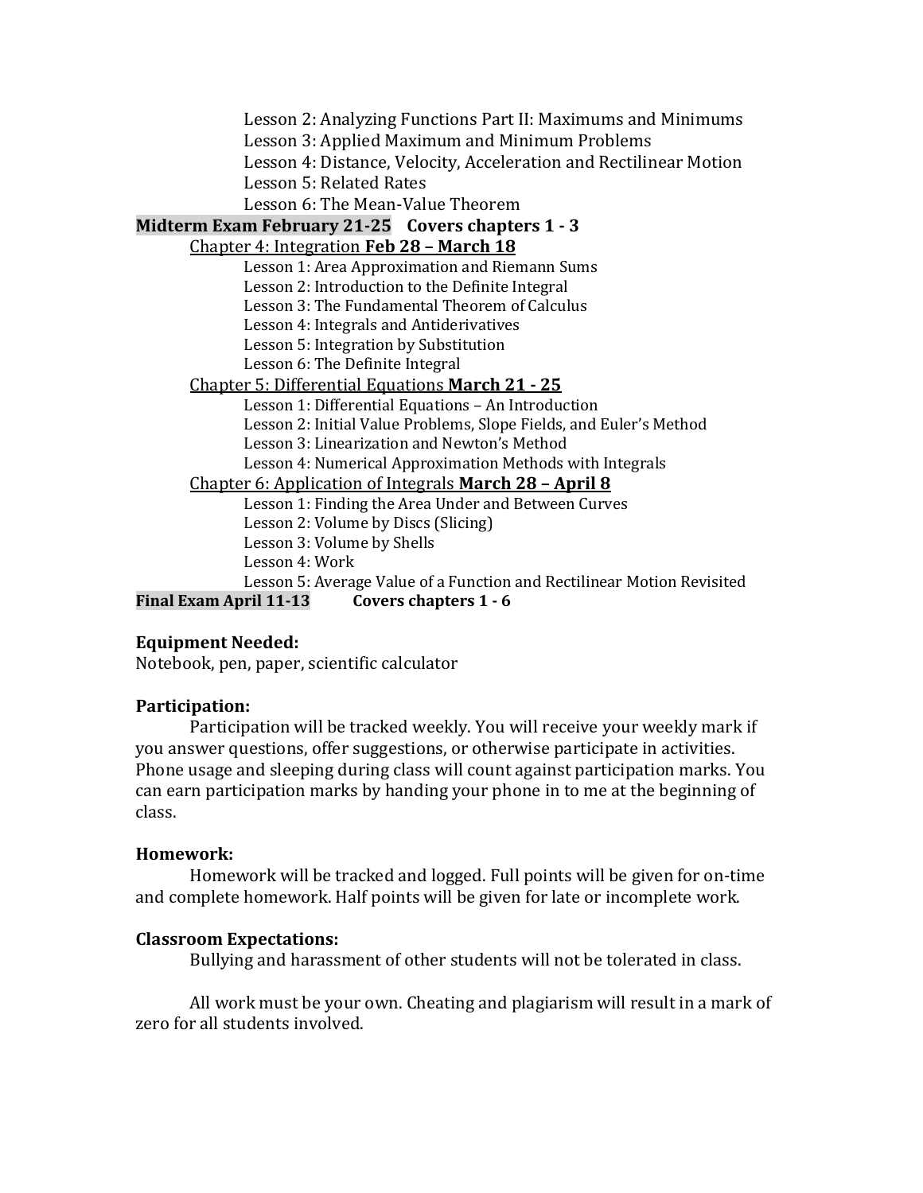- Lesson 2: Analyzing Functions Part II: Maximums and Minimums
- Lesson 3: Applied Maximum and Minimum Problems
- Lesson 4: Distance, Velocity, Acceleration and Rectilinear Motion
- Lesson 5: Related Rates
- Lesson 6: The Mean-Value Theorem

**Midterm Exam February 21-25    Covers chapters 1 - 3**

Chapter 4: Integration **Feb 28 – March 18**

- Lesson 1: Area Approximation and Riemann Sums
- Lesson 2: Introduction to the Definite Integral
- Lesson 3: The Fundamental Theorem of Calculus
- Lesson 4: Integrals and Antiderivatives
- Lesson 5: Integration by Substitution
- Lesson 6: The Definite Integral

Chapter 5: Differential Equations **March 21 - 25**

- Lesson 1: Differential Equations – An Introduction
- Lesson 2: Initial Value Problems, Slope Fields, and Euler's Method
- Lesson 3: Linearization and Newton's Method
- Lesson 4: Numerical Approximation Methods with Integrals

Chapter 6: Application of Integrals **March 28 – April 8**

- Lesson 1: Finding the Area Under and Between Curves
- Lesson 2: Volume by Discs (Slicing)
- Lesson 3: Volume by Shells
- Lesson 4: Work
- Lesson 5: Average Value of a Function and Rectilinear Motion Revisited

**Final Exam April 11-13    Covers chapters 1 - 6**

**Equipment Needed:**
Notebook, pen, paper, scientific calculator

**Participation:**

Participation will be tracked weekly. You will receive your weekly mark if you answer questions, offer suggestions, or otherwise participate in activities. Phone usage and sleeping during class will count against participation marks. You can earn participation marks by handing your phone in to me at the beginning of class.

**Homework:**

Homework will be tracked and logged. Full points will be given for on-time and complete homework. Half points will be given for late or incomplete work.

**Classroom Expectations:**

Bullying and harassment of other students will not be tolerated in class.

All work must be your own. Cheating and plagiarism will result in a mark of zero for all students involved.